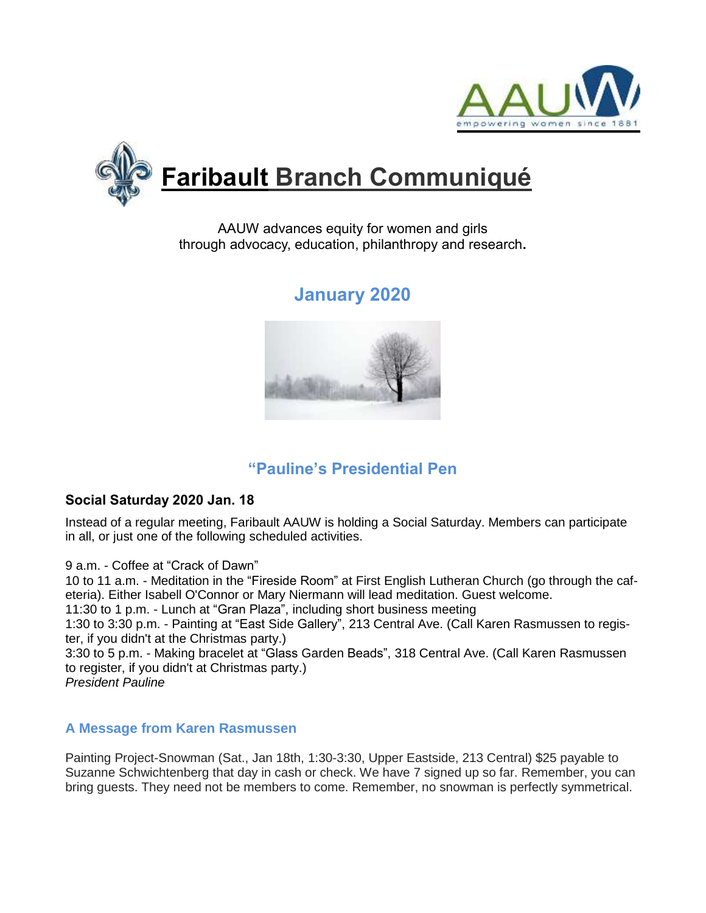AAUW

empowering women since 1881

# Faribault Branch Communiqué

AAUW advances equity for women and girls
through advocacy, education, philanthropy and research**.**

## January 2020

## "Pauline's Presidential Pen

### Social Saturday 2020 Jan. 18

Instead of a regular meeting, Faribault AAUW is holding a Social Saturday. Members can participate in all, or just one of the following scheduled activities.

9 a.m. - Coffee at "Crack of Dawn"
10 to 11 a.m. - Meditation in the "Fireside Room" at First English Lutheran Church (go through the cafeteria). Either Isabell O'Connor or Mary Niermann will lead meditation. Guest welcome.
11:30 to 1 p.m. - Lunch at "Gran Plaza", including short business meeting
1:30 to 3:30 p.m. - Painting at "East Side Gallery", 213 Central Ave. (Call Karen Rasmussen to register, if you didn't at the Christmas party.)
3:30 to 5 p.m. - Making bracelet at "Glass Garden Beads", 318 Central Ave. (Call Karen Rasmussen to register, if you didn't at Christmas party.)
*President Pauline*

### A Message from Karen Rasmussen

Painting Project-Snowman (Sat., Jan 18th, 1:30-3:30, Upper Eastside, 213 Central) $25 payable to Suzanne Schwichtenberg that day in cash or check. We have 7 signed up so far. Remember, you can bring guests. They need not be members to come. Remember, no snowman is perfectly symmetrical.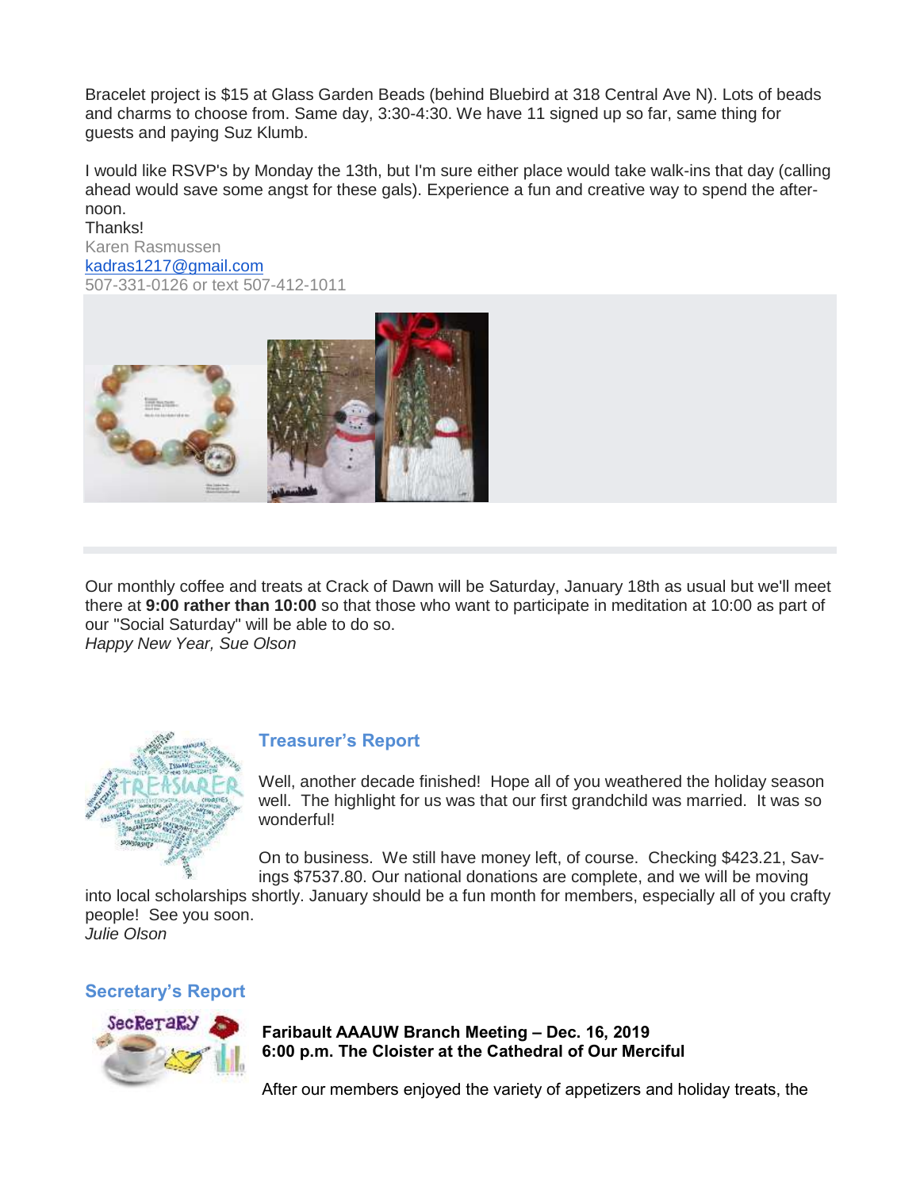Bracelet project is $15 at Glass Garden Beads (behind Bluebird at 318 Central Ave N). Lots of beads and charms to choose from. Same day, 3:30-4:30. We have 11 signed up so far, same thing for guests and paying Suz Klumb.

I would like RSVP's by Monday the 13th, but I'm sure either place would take walk-ins that day (calling ahead would save some angst for these gals). Experience a fun and creative way to spend the afternoon.

Thanks!
Karen Rasmussen
kadras1217@gmail.com
507-331-0126 or text 507-412-1011

---

Our monthly coffee and treats at Crack of Dawn will be Saturday, January 18th as usual but we'll meet there at **9:00 rather than 10:00** so that those who want to participate in meditation at 10:00 as part of our "Social Saturday" will be able to do so.
*Happy New Year, Sue Olson*

## Treasurer's Report

Well, another decade finished! Hope all of you weathered the holiday season well. The highlight for us was that our first grandchild was married. It was so wonderful!

On to business. We still have money left, of course. Checking $423.21, Savings $7537.80. Our national donations are complete, and we will be moving into local scholarships shortly. January should be a fun month for members, especially all of you crafty people! See you soon.
*Julie Olson*

## Secretary's Report

**Faribault AAAUW Branch Meeting – Dec. 16, 2019**
**6:00 p.m. The Cloister at the Cathedral of Our Merciful**

After our members enjoyed the variety of appetizers and holiday treats, the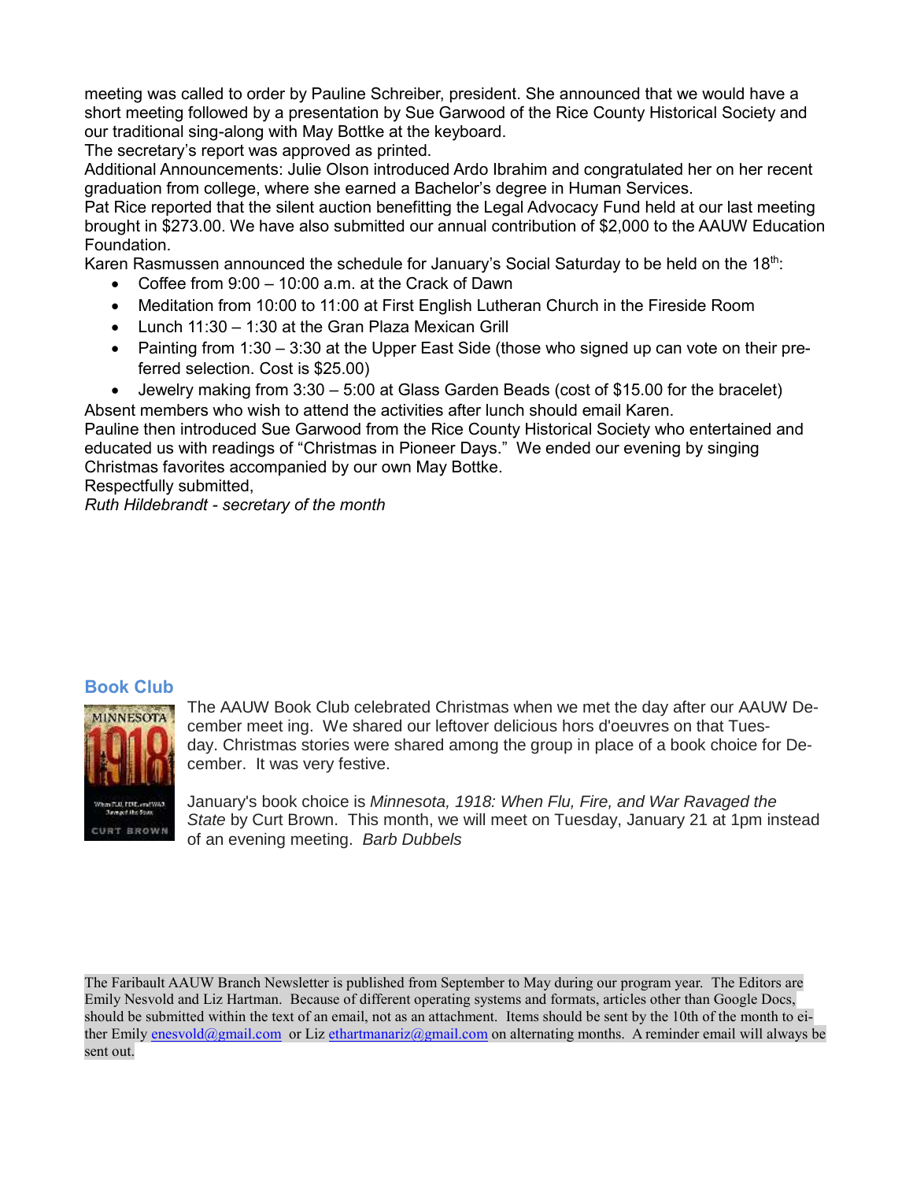meeting was called to order by Pauline Schreiber, president. She announced that we would have a short meeting followed by a presentation by Sue Garwood of the Rice County Historical Society and our traditional sing-along with May Bottke at the keyboard.

The secretary's report was approved as printed.

Additional Announcements: Julie Olson introduced Ardo Ibrahim and congratulated her on her recent graduation from college, where she earned a Bachelor's degree in Human Services.

Pat Rice reported that the silent auction benefitting the Legal Advocacy Fund held at our last meeting brought in $273.00. We have also submitted our annual contribution of $2,000 to the AAUW Education Foundation.

Karen Rasmussen announced the schedule for January's Social Saturday to be held on the 18th:

- Coffee from 9:00 – 10:00 a.m. at the Crack of Dawn
- Meditation from 10:00 to 11:00 at First English Lutheran Church in the Fireside Room
- Lunch 11:30 – 1:30 at the Gran Plaza Mexican Grill
- Painting from 1:30 – 3:30 at the Upper East Side (those who signed up can vote on their preferred selection. Cost is $25.00)
- Jewelry making from 3:30 – 5:00 at Glass Garden Beads (cost of $15.00 for the bracelet)

Absent members who wish to attend the activities after lunch should email Karen.

Pauline then introduced Sue Garwood from the Rice County Historical Society who entertained and educated us with readings of "Christmas in Pioneer Days." We ended our evening by singing Christmas favorites accompanied by our own May Bottke.

Respectfully submitted,

*Ruth Hildebrandt - secretary of the month*

## Book Club

The AAUW Book Club celebrated Christmas when we met the day after our AAUW December meet ing. We shared our leftover delicious hors d'oeuvres on that Tuesday. Christmas stories were shared among the group in place of a book choice for December. It was very festive.

January's book choice is *Minnesota, 1918: When Flu, Fire, and War Ravaged the State* by Curt Brown. This month, we will meet on Tuesday, January 21 at 1pm instead of an evening meeting. *Barb Dubbels*

The Faribault AAUW Branch Newsletter is published from September to May during our program year. The Editors are Emily Nesvold and Liz Hartman. Because of different operating systems and formats, articles other than Google Docs, should be submitted within the text of an email, not as an attachment. Items should be sent by the 10th of the month to either Emily enesvold@gmail.com or Liz ethartmanariz@gmail.com on alternating months. A reminder email will always be sent out.